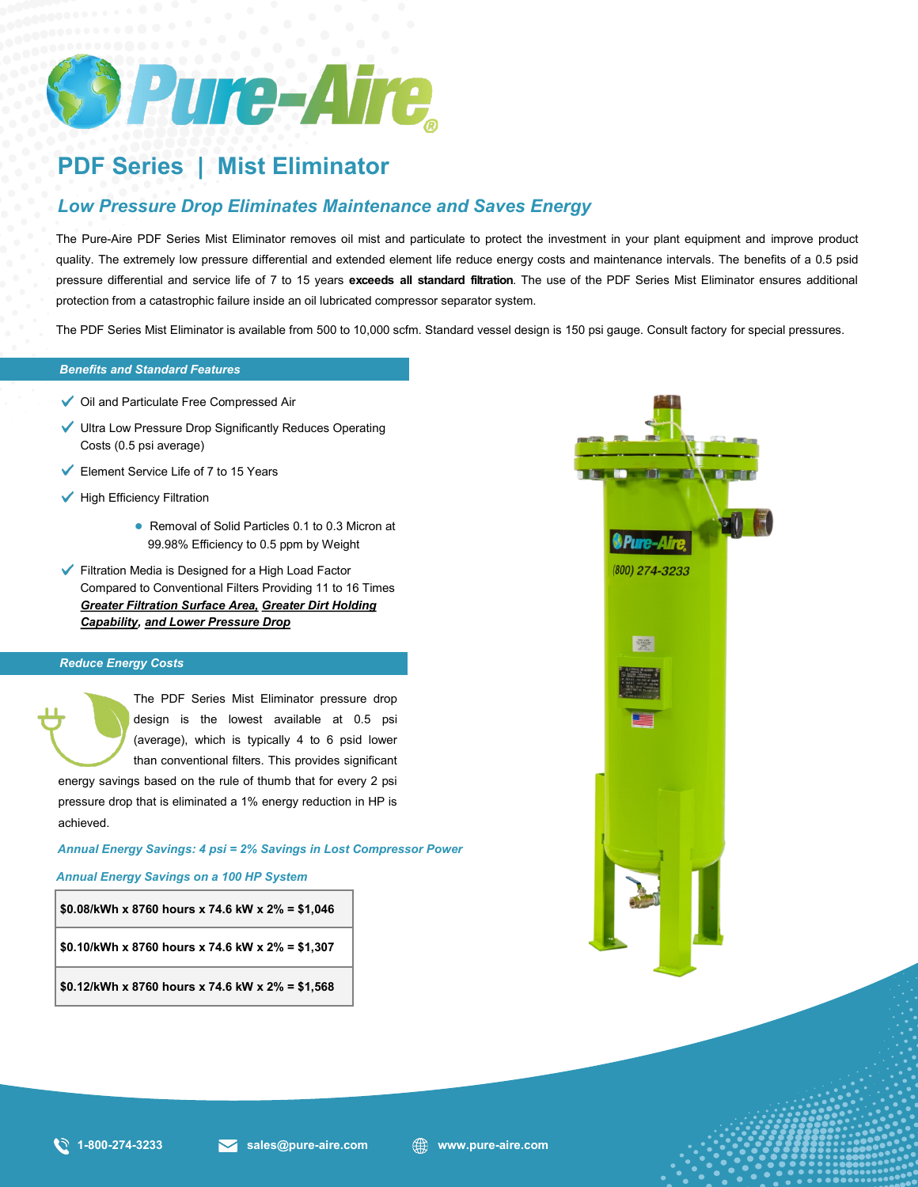# Pure-Aire®

## PDF Series | Mist Eliminator

### *Low Pressure Drop Eliminates Maintenance and Saves Energy*

The Pure-Aire PDF Series Mist Eliminator removes oil mist and particulate to protect the investment in your plant equipment and improve product quality. The extremely low pressure differential and extended element life reduce energy costs and maintenance intervals. The benefits of a 0.5 psid pressure differential and service life of 7 to 15 years **exceeds all standard filtration**. The use of the PDF Series Mist Eliminator ensures additional protection from a catastrophic failure inside an oil lubricated compressor separator system.

The PDF Series Mist Eliminator is available from 500 to 10,000 scfm. Standard vessel design is 150 psi gauge. Consult factory for special pressures.

### *Benefits and Standard Features*

- ✓ Oil and Particulate Free Compressed Air
- ✓ Ultra Low Pressure Drop Significantly Reduces Operating Costs (0.5 psi average)
- ✓ Element Service Life of 7 to 15 Years
- ✓ High Efficiency Filtration
    - Removal of Solid Particles 0.1 to 0.3 Micron at 99.98% Efficiency to 0.5 ppm by Weight
- ✓ Filtration Media is Designed for a High Load Factor Compared to Conventional Filters Providing 11 to 16 Times ***Greater Filtration Surface Area, Greater Dirt Holding Capability, and Lower Pressure Drop***

### *Reduce Energy Costs*

The PDF Series Mist Eliminator pressure drop design is the lowest available at 0.5 psi (average), which is typically 4 to 6 psid lower than conventional filters. This provides significant energy savings based on the rule of thumb that for every 2 psi pressure drop that is eliminated a 1% energy reduction in HP is achieved.

*Annual Energy Savings: 4 psi = 2% Savings in Lost Compressor Power*

*Annual Energy Savings on a 100 HP System*

| $0.08/kWh x 8760 hours x 74.6 kW x 2% = $1,046 |
|---|
| $0.10/kWh x 8760 hours x 74.6 kW x 2% = $1,307 |
| $0.12/kWh x 8760 hours x 74.6 kW x 2% = $1,568 |

1-800-274-3233 | sales@pure-aire.com | www.pure-aire.com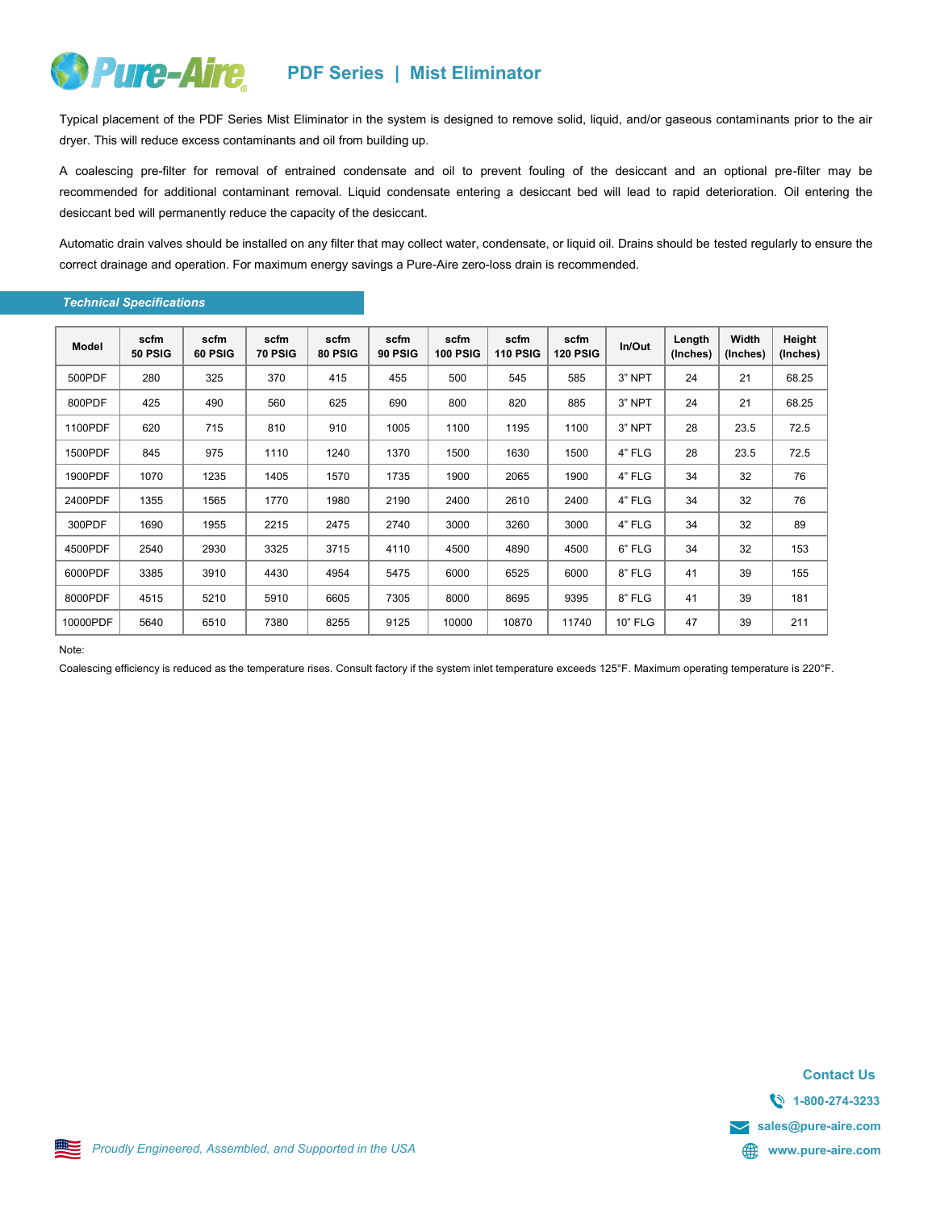# PDF Series | Mist Eliminator

Typical placement of the PDF Series Mist Eliminator in the system is designed to remove solid, liquid, and/or gaseous contaminants prior to the air dryer. This will reduce excess contaminants and oil from building up.

A coalescing pre-filter for removal of entrained condensate and oil to prevent fouling of the desiccant and an optional pre-filter may be recommended for additional contaminant removal. Liquid condensate entering a desiccant bed will lead to rapid deterioration. Oil entering the desiccant bed will permanently reduce the capacity of the desiccant.

Automatic drain valves should be installed on any filter that may collect water, condensate, or liquid oil. Drains should be tested regularly to ensure the correct drainage and operation. For maximum energy savings a Pure-Aire zero-loss drain is recommended.

## *Technical Specifications*

| Model | scfm 50 PSIG | scfm 60 PSIG | scfm 70 PSIG | scfm 80 PSIG | scfm 90 PSIG | scfm 100 PSIG | scfm 110 PSIG | scfm 120 PSIG | In/Out | Length (Inches) | Width (Inches) | Height (Inches) |
|---|---|---|---|---|---|---|---|---|---|---|---|---|
| 500PDF | 280 | 325 | 370 | 415 | 455 | 500 | 545 | 585 | 3" NPT | 24 | 21 | 68.25 |
| 800PDF | 425 | 490 | 560 | 625 | 690 | 800 | 820 | 885 | 3" NPT | 24 | 21 | 68.25 |
| 1100PDF | 620 | 715 | 810 | 910 | 1005 | 1100 | 1195 | 1100 | 3" NPT | 28 | 23.5 | 72.5 |
| 1500PDF | 845 | 975 | 1110 | 1240 | 1370 | 1500 | 1630 | 1500 | 4" FLG | 28 | 23.5 | 72.5 |
| 1900PDF | 1070 | 1235 | 1405 | 1570 | 1735 | 1900 | 2065 | 1900 | 4" FLG | 34 | 32 | 76 |
| 2400PDF | 1355 | 1565 | 1770 | 1980 | 2190 | 2400 | 2610 | 2400 | 4" FLG | 34 | 32 | 76 |
| 300PDF | 1690 | 1955 | 2215 | 2475 | 2740 | 3000 | 3260 | 3000 | 4" FLG | 34 | 32 | 89 |
| 4500PDF | 2540 | 2930 | 3325 | 3715 | 4110 | 4500 | 4890 | 4500 | 6" FLG | 34 | 32 | 153 |
| 6000PDF | 3385 | 3910 | 4430 | 4954 | 5475 | 6000 | 6525 | 6000 | 8" FLG | 41 | 39 | 155 |
| 8000PDF | 4515 | 5210 | 5910 | 6605 | 7305 | 8000 | 8695 | 9395 | 8" FLG | 41 | 39 | 181 |
| 10000PDF | 5640 | 6510 | 7380 | 8255 | 9125 | 10000 | 10870 | 11740 | 10" FLG | 47 | 39 | 211 |

Note:
Coalescing efficiency is reduced as the temperature rises. Consult factory if the system inlet temperature exceeds 125°F. Maximum operating temperature is 220°F.

*Proudly Engineered, Assembled, and Supported in the USA*

**Contact Us**

1-800-274-3233

sales@pure-aire.com

www.pure-aire.com